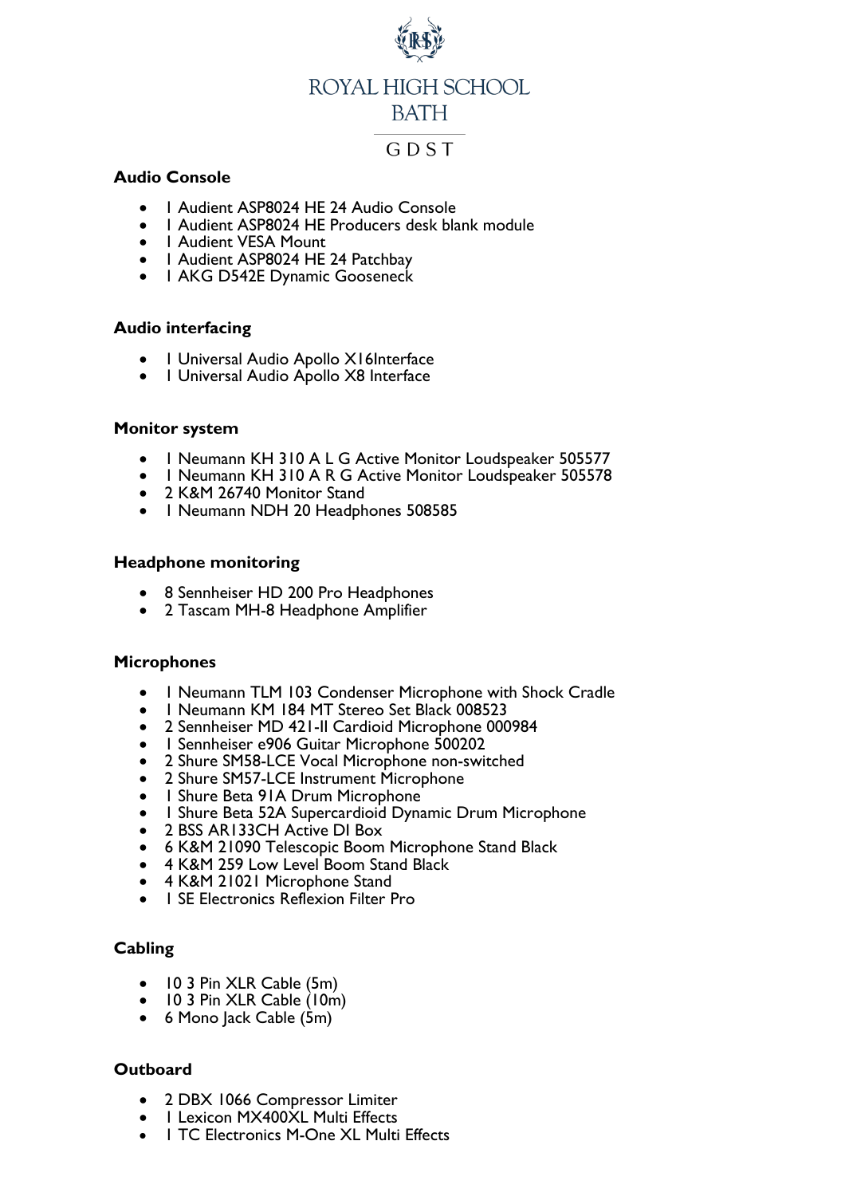# ROYAL HIGH SCHOOL BATH

GDST

**Audio Console**

- 1 Audient ASP8024 HE 24 Audio Console
- 1 Audient ASP8024 HE Producers desk blank module
- 1 Audient VESA Mount
- 1 Audient ASP8024 HE 24 Patchbay
- 1 AKG D542E Dynamic Gooseneck

**Audio interfacing**

- 1 Universal Audio Apollo X16Interface
- 1 Universal Audio Apollo X8 Interface

**Monitor system**

- 1 Neumann KH 310 A L G Active Monitor Loudspeaker 505577
- 1 Neumann KH 310 A R G Active Monitor Loudspeaker 505578
- 2 K&M 26740 Monitor Stand
- 1 Neumann NDH 20 Headphones 508585

**Headphone monitoring**

- 8 Sennheiser HD 200 Pro Headphones
- 2 Tascam MH-8 Headphone Amplifier

**Microphones**

- 1 Neumann TLM 103 Condenser Microphone with Shock Cradle
- 1 Neumann KM 184 MT Stereo Set Black 008523
- 2 Sennheiser MD 421-II Cardioid Microphone 000984
- 1 Sennheiser e906 Guitar Microphone 500202
- 2 Shure SM58-LCE Vocal Microphone non-switched
- 2 Shure SM57-LCE Instrument Microphone
- 1 Shure Beta 91A Drum Microphone
- 1 Shure Beta 52A Supercardioid Dynamic Drum Microphone
- 2 BSS AR133CH Active DI Box
- 6 K&M 21090 Telescopic Boom Microphone Stand Black
- 4 K&M 259 Low Level Boom Stand Black
- 4 K&M 21021 Microphone Stand
- 1 SE Electronics Reflexion Filter Pro

**Cabling**

- 10 3 Pin XLR Cable (5m)
- 10 3 Pin XLR Cable (10m)
- 6 Mono Jack Cable (5m)

**Outboard**

- 2 DBX 1066 Compressor Limiter
- 1 Lexicon MX400XL Multi Effects
- 1 TC Electronics M-One XL Multi Effects